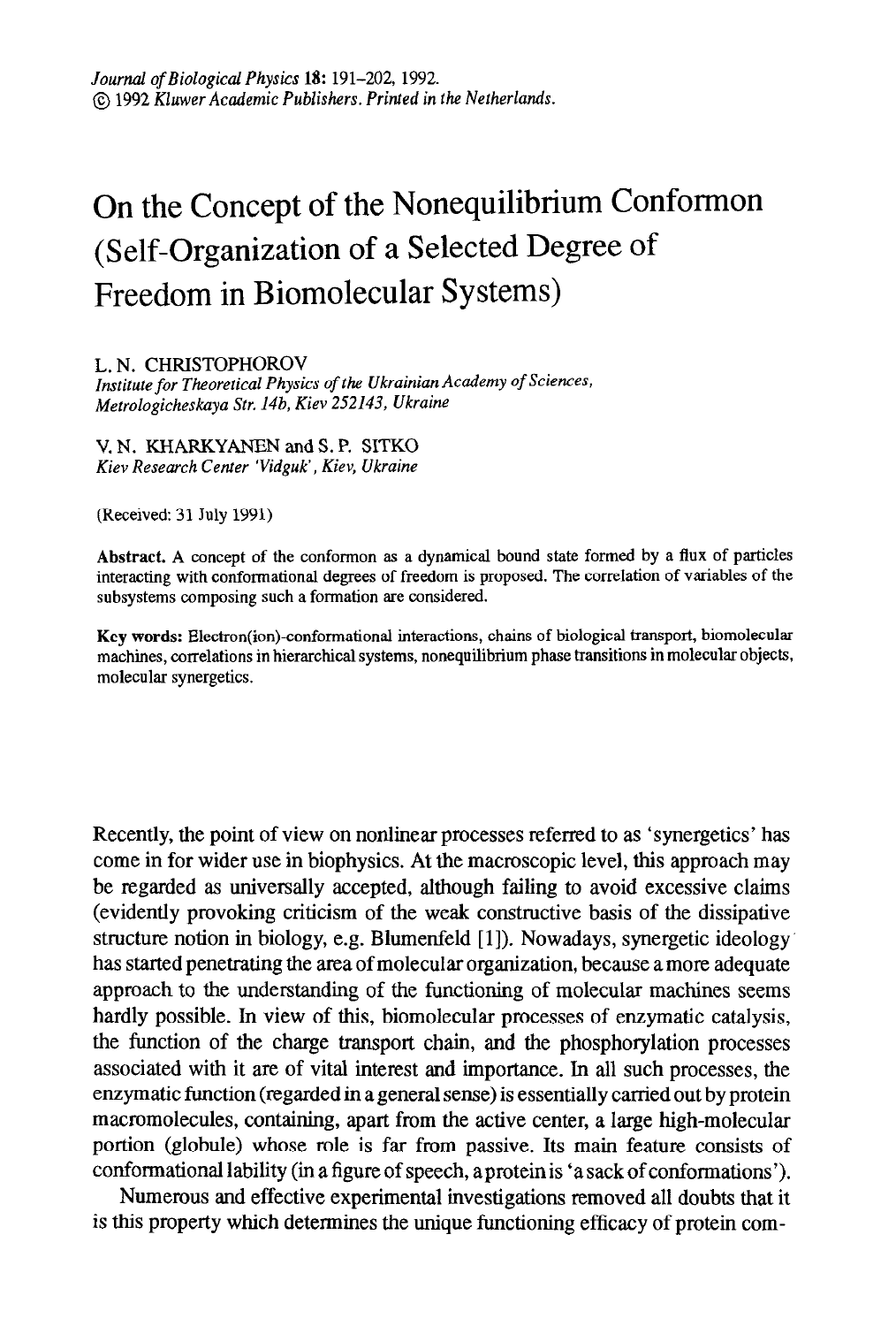# On the Concept of the Nonequilibrium Conformon (Self-Organization of a Selected Degree of Freedom in Biomolecular Systems)

L. N. CHRISTOPHOROV
*Institute for Theoretical Physics of the Ukrainian Academy of Sciences, Metrologicheskaya Str. 14b, Kiev 252143, Ukraine*

V. N. KHARKYANEN and S. P. SITKO
*Kiev Research Center 'Vidguk', Kiev, Ukraine*

(Received: 31 July 1991)

**Abstract.** A concept of the conformon as a dynamical bound state formed by a flux of particles interacting with conformational degrees of freedom is proposed. The correlation of variables of the subsystems composing such a formation are considered.

**Key words:** Electron(ion)-conformational interactions, chains of biological transport, biomolecular machines, correlations in hierarchical systems, nonequilibrium phase transitions in molecular objects, molecular synergetics.

Recently, the point of view on nonlinear processes referred to as 'synergetics' has come in for wider use in biophysics. At the macroscopic level, this approach may be regarded as universally accepted, although failing to avoid excessive claims (evidently provoking criticism of the weak constructive basis of the dissipative structure notion in biology, e.g. Blumenfeld [1]). Nowadays, synergetic ideology has started penetrating the area of molecular organization, because a more adequate approach to the understanding of the functioning of molecular machines seems hardly possible. In view of this, biomolecular processes of enzymatic catalysis, the function of the charge transport chain, and the phosphorylation processes associated with it are of vital interest and importance. In all such processes, the enzymatic function (regarded in a general sense) is essentially carried out by protein macromolecules, containing, apart from the active center, a large high-molecular portion (globule) whose role is far from passive. Its main feature consists of conformational lability (in a figure of speech, a protein is 'a sack of conformations').

Numerous and effective experimental investigations removed all doubts that it is this property which determines the unique functioning efficacy of protein com-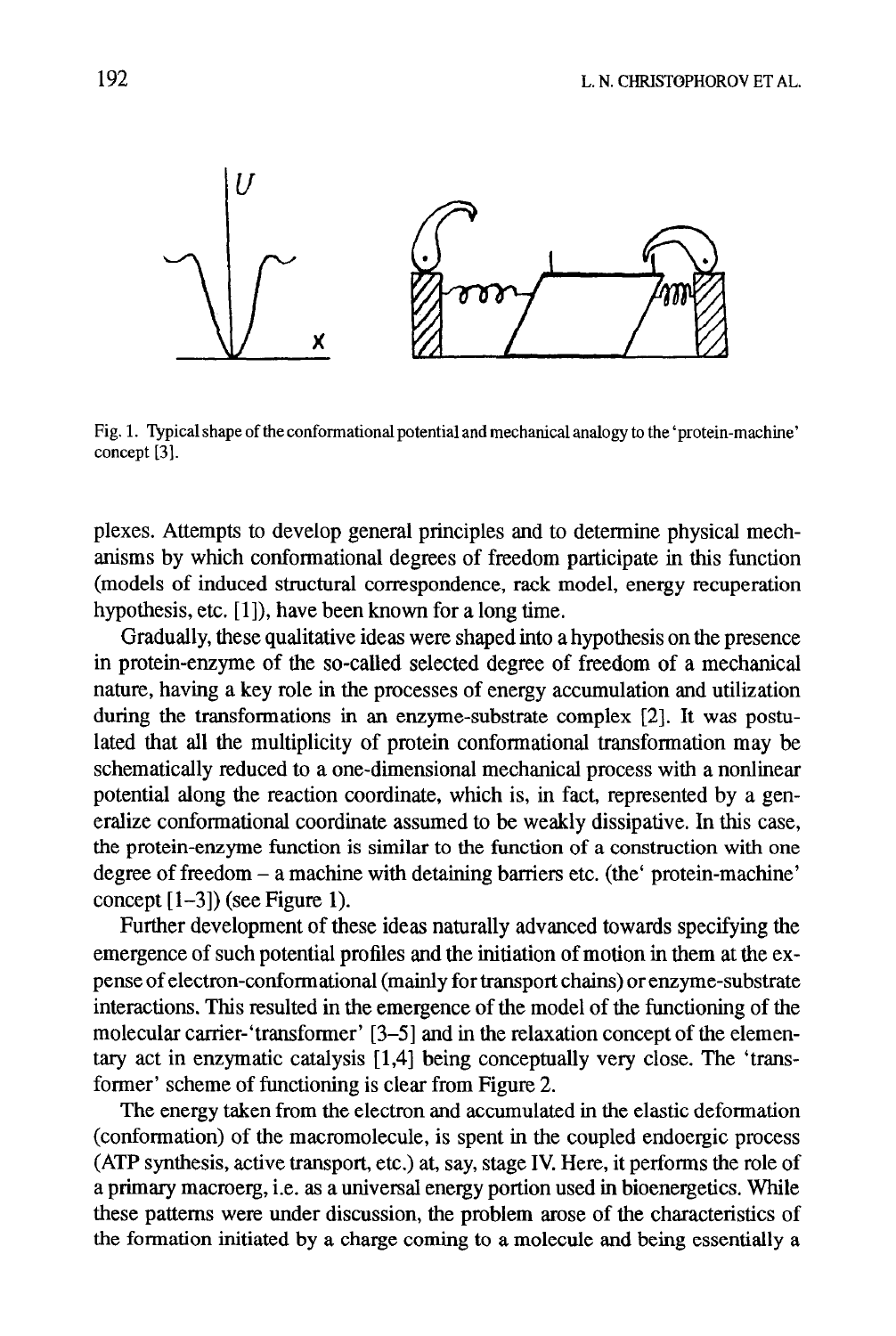Fig. 1. Typical shape of the conformational potential and mechanical analogy to the 'protein-machine' concept [3].

plexes. Attempts to develop general principles and to determine physical mechanisms by which conformational degrees of freedom participate in this function (models of induced structural correspondence, rack model, energy recuperation hypothesis, etc. [1]), have been known for a long time.

Gradually, these qualitative ideas were shaped into a hypothesis on the presence in protein-enzyme of the so-called selected degree of freedom of a mechanical nature, having a key role in the processes of energy accumulation and utilization during the transformations in an enzyme-substrate complex [2]. It was postulated that all the multiplicity of protein conformational transformation may be schematically reduced to a one-dimensional mechanical process with a nonlinear potential along the reaction coordinate, which is, in fact, represented by a generalize conformational coordinate assumed to be weakly dissipative. In this case, the protein-enzyme function is similar to the function of a construction with one degree of freedom – a machine with detaining barriers etc. (the' protein-machine' concept [1–3]) (see Figure 1).

Further development of these ideas naturally advanced towards specifying the emergence of such potential profiles and the initiation of motion in them at the expense of electron-conformational (mainly for transport chains) or enzyme-substrate interactions. This resulted in the emergence of the model of the functioning of the molecular carrier-'transformer' [3–5] and in the relaxation concept of the elementary act in enzymatic catalysis [1,4] being conceptually very close. The 'transformer' scheme of functioning is clear from Figure 2.

The energy taken from the electron and accumulated in the elastic deformation (conformation) of the macromolecule, is spent in the coupled endoergic process (ATP synthesis, active transport, etc.) at, say, stage IV. Here, it performs the role of a primary macroerg, i.e. as a universal energy portion used in bioenergetics. While these patterns were under discussion, the problem arose of the characteristics of the formation initiated by a charge coming to a molecule and being essentially a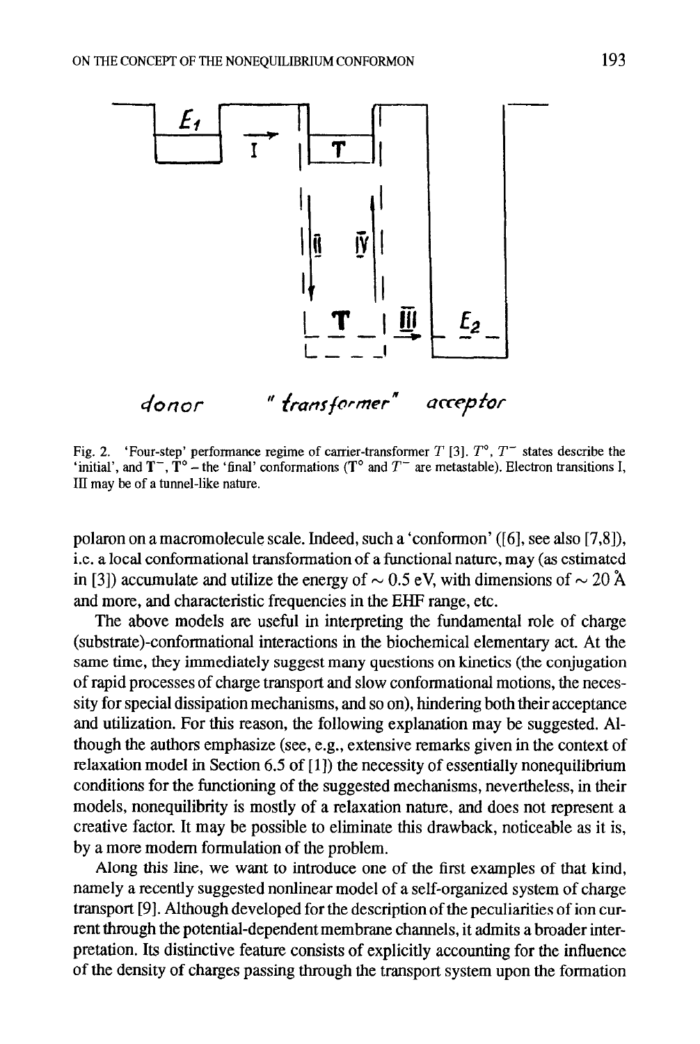Fig. 2. 'Four-step' performance regime of carrier-transformer $T$ [3]. $T^{\circ}$, $T^{-}$ states describe the 'initial', and $\mathbf{T}^{-}$, $\mathbf{T}^{\circ}$ – the 'final' conformations ($\mathbf{T}^{\circ}$ and $T^{-}$ are metastable). Electron transitions I, III may be of a tunnel-like nature.

polaron on a macromolecule scale. Indeed, such a 'conformon' ([6], see also [7,8]), i.e. a local conformational transformation of a functional nature, may (as estimated in [3]) accumulate and utilize the energy of $\sim 0.5$ eV, with dimensions of $\sim 20$ Å and more, and characteristic frequencies in the EHF range, etc.

The above models are useful in interpreting the fundamental role of charge (substrate)-conformational interactions in the biochemical elementary act. At the same time, they immediately suggest many questions on kinetics (the conjugation of rapid processes of charge transport and slow conformational motions, the necessity for special dissipation mechanisms, and so on), hindering both their acceptance and utilization. For this reason, the following explanation may be suggested. Although the authors emphasize (see, e.g., extensive remarks given in the context of relaxation model in Section 6.5 of [1]) the necessity of essentially nonequilibrium conditions for the functioning of the suggested mechanisms, nevertheless, in their models, nonequilibrity is mostly of a relaxation nature, and does not represent a creative factor. It may be possible to eliminate this drawback, noticeable as it is, by a more modern formulation of the problem.

Along this line, we want to introduce one of the first examples of that kind, namely a recently suggested nonlinear model of a self-organized system of charge transport [9]. Although developed for the description of the peculiarities of ion current through the potential-dependent membrane channels, it admits a broader interpretation. Its distinctive feature consists of explicitly accounting for the influence of the density of charges passing through the transport system upon the formation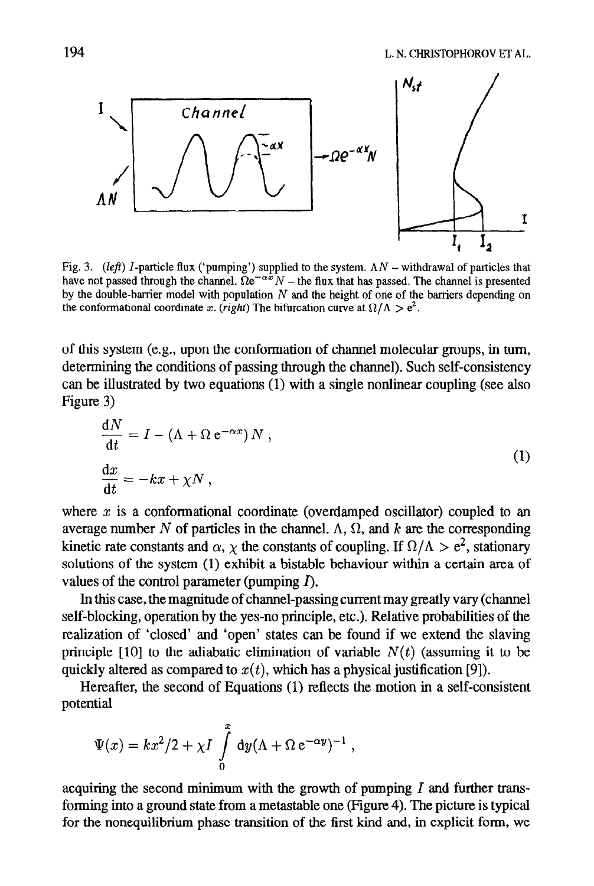Fig. 3. (*left*) $I$-particle flux ('pumping') supplied to the system. $\Lambda N$ – withdrawal of particles that have not passed through the channel. $\Omega e^{-\alpha x} N$ – the flux that has passed. The channel is presented by the double-barrier model with population $N$ and the height of one of the barriers depending on the conformational coordinate $x$. (*right*) The bifurcation curve at $\Omega/\Lambda > e^2$.

of this system (e.g., upon the conformation of channel molecular groups, in turn, determining the conditions of passing through the channel). Such self-consistency can be illustrated by two equations (1) with a single nonlinear coupling (see also Figure 3)

$$
\begin{aligned}
\frac{dN}{dt} &= I - (\Lambda + \Omega\, e^{-\alpha x})\, N\,, \\
\frac{dx}{dt} &= -kx + \chi N\,,
\end{aligned}
\tag{1}
$$

where $x$ is a conformational coordinate (overdamped oscillator) coupled to an average number $N$ of particles in the channel. $\Lambda$, $\Omega$, and $k$ are the corresponding kinetic rate constants and $\alpha$, $\chi$ the constants of coupling. If $\Omega/\Lambda > e^2$, stationary solutions of the system (1) exhibit a bistable behaviour within a certain area of values of the control parameter (pumping $I$).

In this case, the magnitude of channel-passing current may greatly vary (channel self-blocking, operation by the yes-no principle, etc.). Relative probabilities of the realization of 'closed' and 'open' states can be found if we extend the slaving principle [10] to the adiabatic elimination of variable $N(t)$ (assuming it to be quickly altered as compared to $x(t)$, which has a physical justification [9]).

Hereafter, the second of Equations (1) reflects the motion in a self-consistent potential

$$
\Psi(x) = kx^2/2 + \chi I \int_0^x dy (\Lambda + \Omega\, e^{-\alpha y})^{-1}\,,
$$

acquiring the second minimum with the growth of pumping $I$ and further transforming into a ground state from a metastable one (Figure 4). The picture is typical for the nonequilibrium phase transition of the first kind and, in explicit form, we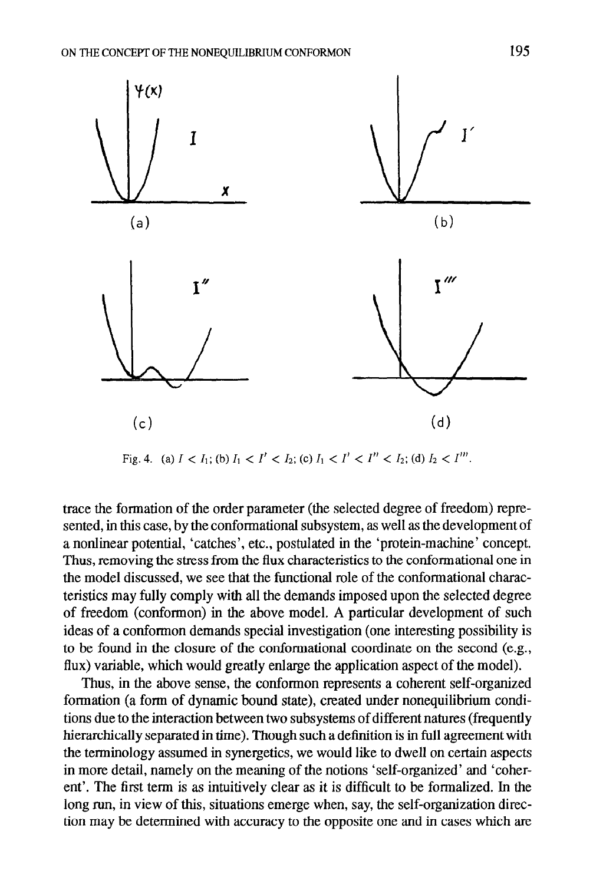Fig. 4. (a) $I < I_1$; (b) $I_1 < I' < I_2$; (c) $I_1 < I' < I'' < I_2$; (d) $I_2 < I'''$.

trace the formation of the order parameter (the selected degree of freedom) represented, in this case, by the conformational subsystem, as well as the development of a nonlinear potential, 'catches', etc., postulated in the 'protein-machine' concept. Thus, removing the stress from the flux characteristics to the conformational one in the model discussed, we see that the functional role of the conformational characteristics may fully comply with all the demands imposed upon the selected degree of freedom (conformon) in the above model. A particular development of such ideas of a conformon demands special investigation (one interesting possibility is to be found in the closure of the conformational coordinate on the second (e.g., flux) variable, which would greatly enlarge the application aspect of the model).

Thus, in the above sense, the conformon represents a coherent self-organized formation (a form of dynamic bound state), created under nonequilibrium conditions due to the interaction between two subsystems of different natures (frequently hierarchically separated in time). Though such a definition is in full agreement with the terminology assumed in synergetics, we would like to dwell on certain aspects in more detail, namely on the meaning of the notions 'self-organized' and 'coherent'. The first term is as intuitively clear as it is difficult to be formalized. In the long run, in view of this, situations emerge when, say, the self-organization direction may be determined with accuracy to the opposite one and in cases which are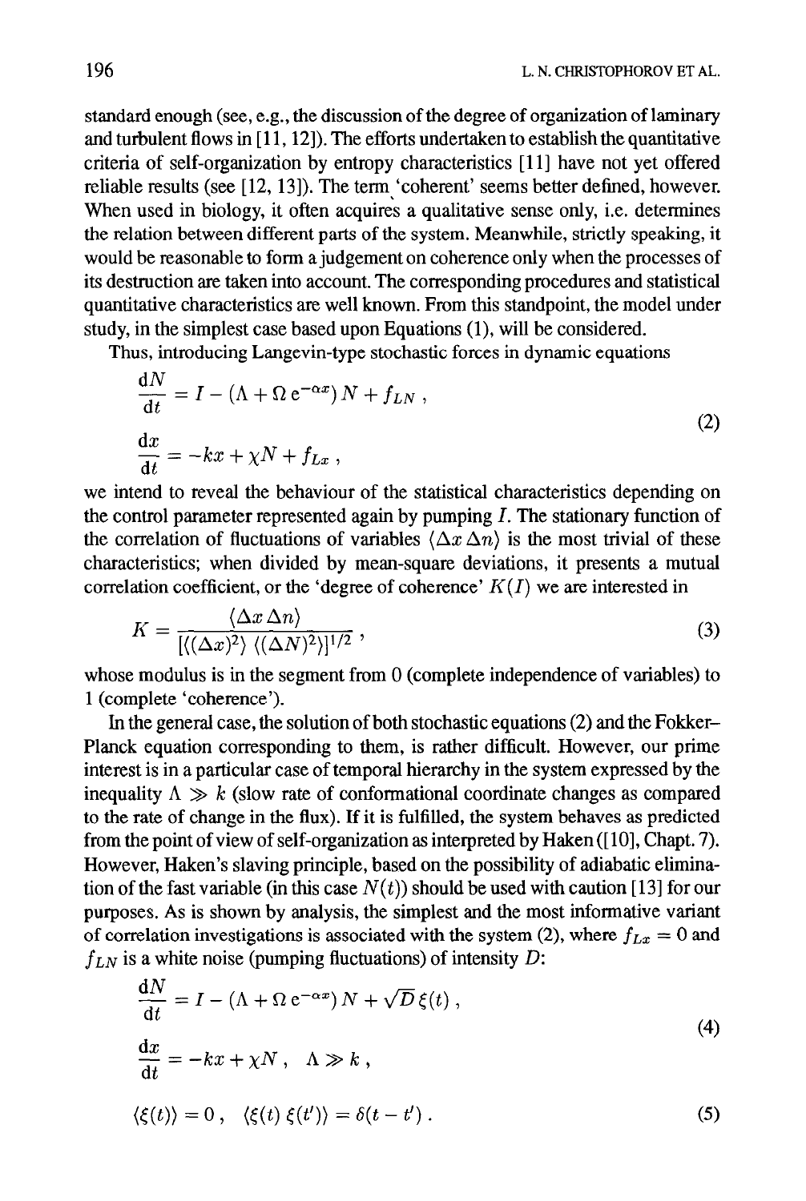standard enough (see, e.g., the discussion of the degree of organization of laminary and turbulent flows in [11, 12]). The efforts undertaken to establish the quantitative criteria of self-organization by entropy characteristics [11] have not yet offered reliable results (see [12, 13]). The term 'coherent' seems better defined, however. When used in biology, it often acquires a qualitative sense only, i.e. determines the relation between different parts of the system. Meanwhile, strictly speaking, it would be reasonable to form a judgement on coherence only when the processes of its destruction are taken into account. The corresponding procedures and statistical quantitative characteristics are well known. From this standpoint, the model under study, in the simplest case based upon Equations (1), will be considered.

Thus, introducing Langevin-type stochastic forces in dynamic equations

$$\frac{\mathrm{d}N}{\mathrm{d}t} = I - (\Lambda + \Omega\, \mathrm{e}^{-\alpha x})\, N + f_{LN}\,,$$
$$\frac{\mathrm{d}x}{\mathrm{d}t} = -kx + \chi N + f_{Lx}\,, \tag{2}$$

we intend to reveal the behaviour of the statistical characteristics depending on the control parameter represented again by pumping $I$. The stationary function of the correlation of fluctuations of variables $\langle \Delta x\, \Delta n \rangle$ is the most trivial of these characteristics; when divided by mean-square deviations, it presents a mutual correlation coefficient, or the 'degree of coherence' $K(I)$ we are interested in

$$K = \frac{\langle \Delta x\, \Delta n \rangle}{[\langle (\Delta x)^2 \rangle\, \langle (\Delta N)^2 \rangle]^{1/2}}\,, \tag{3}$$

whose modulus is in the segment from 0 (complete independence of variables) to 1 (complete 'coherence').

In the general case, the solution of both stochastic equations (2) and the Fokker–Planck equation corresponding to them, is rather difficult. However, our prime interest is in a particular case of temporal hierarchy in the system expressed by the inequality $\Lambda \gg k$ (slow rate of conformational coordinate changes as compared to the rate of change in the flux). If it is fulfilled, the system behaves as predicted from the point of view of self-organization as interpreted by Haken ([10], Chapt. 7). However, Haken's slaving principle, based on the possibility of adiabatic elimination of the fast variable (in this case $N(t)$) should be used with caution [13] for our purposes. As is shown by analysis, the simplest and the most informative variant of correlation investigations is associated with the system (2), where $f_{Lx} = 0$ and $f_{LN}$ is a white noise (pumping fluctuations) of intensity $D$:

$$\frac{\mathrm{d}N}{\mathrm{d}t} = I - (\Lambda + \Omega\, \mathrm{e}^{-\alpha x})\, N + \sqrt{D}\, \xi(t)\,,$$
$$\frac{\mathrm{d}x}{\mathrm{d}t} = -kx + \chi N\,, \quad \Lambda \gg k\,, \tag{4}$$

$$\langle \xi(t) \rangle = 0\,, \quad \langle \xi(t)\, \xi(t') \rangle = \delta(t - t')\,. \tag{5}$$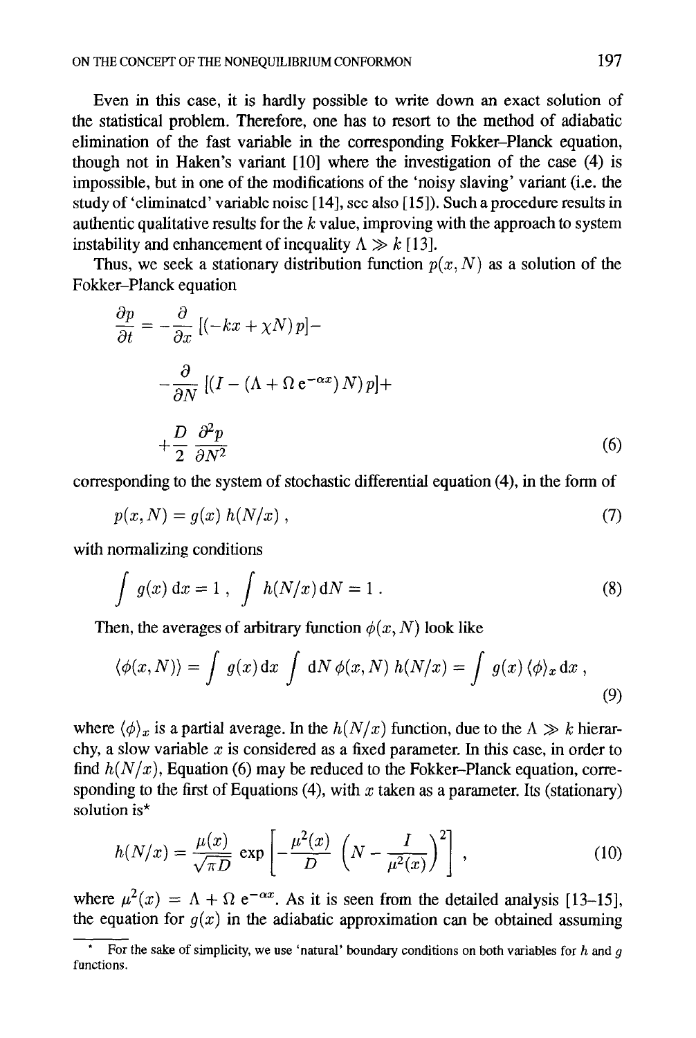Even in this case, it is hardly possible to write down an exact solution of the statistical problem. Therefore, one has to resort to the method of adiabatic elimination of the fast variable in the corresponding Fokker–Planck equation, though not in Haken's variant [10] where the investigation of the case (4) is impossible, but in one of the modifications of the 'noisy slaving' variant (i.e. the study of 'eliminated' variable noise [14], see also [15]). Such a procedure results in authentic qualitative results for the $k$ value, improving with the approach to system instability and enhancement of inequality $\Lambda \gg k$ [13].

Thus, we seek a stationary distribution function $p(x, N)$ as a solution of the Fokker–Planck equation

$$
\begin{aligned}
\frac{\partial p}{\partial t} = &-\frac{\partial}{\partial x}\left[(-kx + \chi N)\, p\right] - \\
&-\frac{\partial}{\partial N}\left[(I - (\Lambda + \Omega\, \mathrm{e}^{-\alpha x})\, N)\, p\right] + \\
&+\frac{D}{2}\frac{\partial^2 p}{\partial N^2}
\end{aligned}
\tag{6}
$$

corresponding to the system of stochastic differential equation (4), in the form of

$$
p(x, N) = g(x)\, h(N/x)\,, \tag{7}
$$

with normalizing conditions

$$
\int g(x)\, \mathrm{d}x = 1\,, \quad \int h(N/x)\, \mathrm{d}N = 1\,. \tag{8}
$$

Then, the averages of arbitrary function $\phi(x, N)$ look like

$$
\langle \phi(x, N) \rangle = \int g(x)\, \mathrm{d}x \int \mathrm{d}N\, \phi(x, N)\, h(N/x) = \int g(x)\, \langle \phi \rangle_x\, \mathrm{d}x\,, \tag{9}
$$

where $\langle \phi \rangle_x$ is a partial average. In the $h(N/x)$ function, due to the $\Lambda \gg k$ hierarchy, a slow variable $x$ is considered as a fixed parameter. In this case, in order to find $h(N/x)$, Equation (6) may be reduced to the Fokker–Planck equation, corresponding to the first of Equations (4), with $x$ taken as a parameter. Its (stationary) solution is*

$$
h(N/x) = \frac{\mu(x)}{\sqrt{\pi D}} \exp\left[-\frac{\mu^2(x)}{D}\left(N - \frac{I}{\mu^2(x)}\right)^2\right], \tag{10}
$$

where $\mu^2(x) = \Lambda + \Omega\, \mathrm{e}^{-\alpha x}$. As it is seen from the detailed analysis [13–15], the equation for $g(x)$ in the adiabatic approximation can be obtained assuming

* For the sake of simplicity, we use 'natural' boundary conditions on both variables for $h$ and $g$ functions.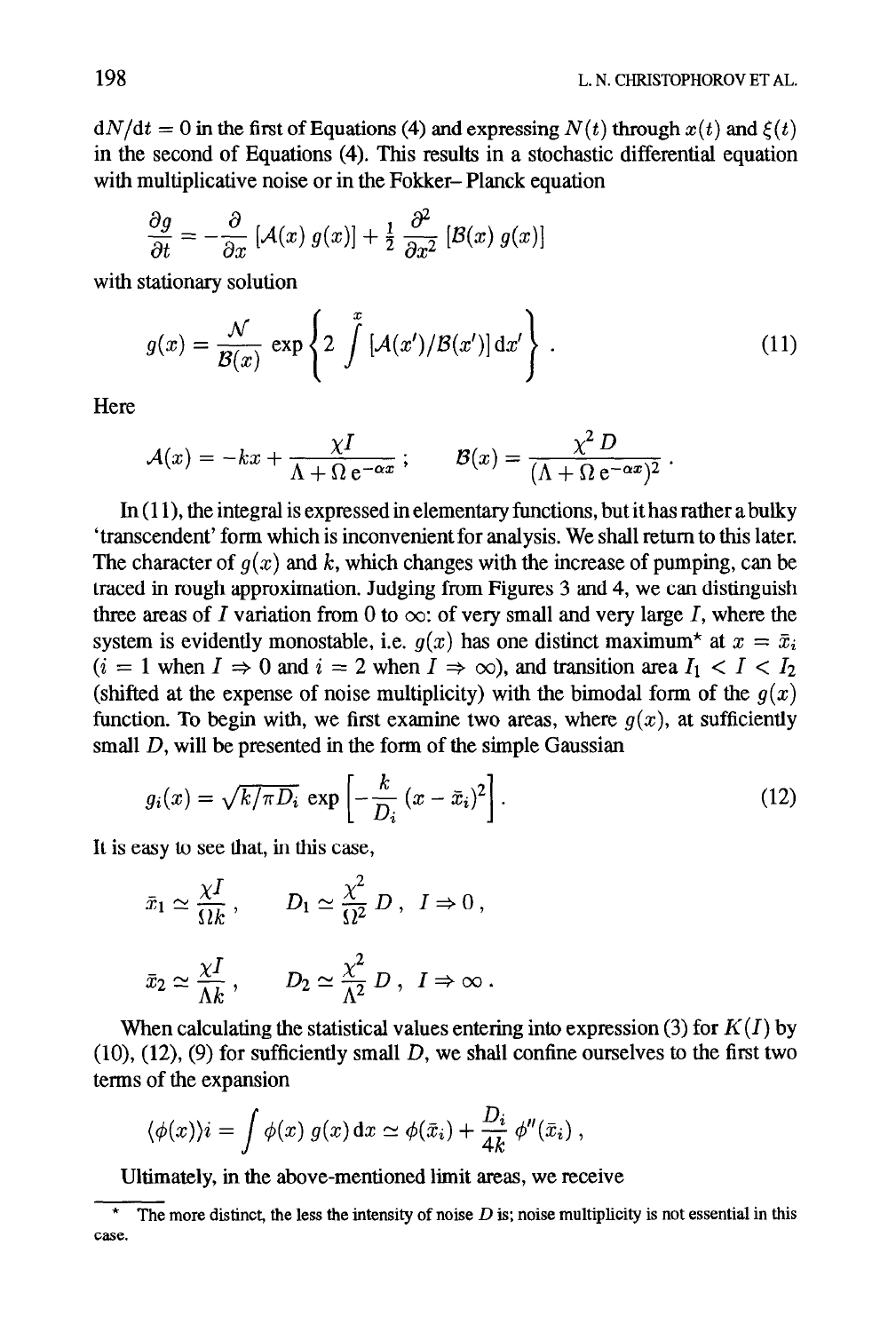$dN/dt = 0$ in the first of Equations (4) and expressing $N(t)$ through $x(t)$ and $\xi(t)$ in the second of Equations (4). This results in a stochastic differential equation with multiplicative noise or in the Fokker–Planck equation

$$\frac{\partial g}{\partial t} = -\frac{\partial}{\partial x}\left[\mathcal{A}(x)\, g(x)\right] + \tfrac{1}{2}\,\frac{\partial^2}{\partial x^2}\left[\mathcal{B}(x)\, g(x)\right]$$

with stationary solution

$$g(x) = \frac{\mathcal{N}}{\mathcal{B}(x)} \exp\left\{ 2 \int^{x} \left[\mathcal{A}(x')/\mathcal{B}(x')\right] \mathrm{d}x' \right\} . \tag{11}$$

Here

$$\mathcal{A}(x) = -kx + \frac{\chi I}{\Lambda + \Omega\, \mathrm{e}^{-\alpha x}}\,; \qquad \mathcal{B}(x) = \frac{\chi^2 D}{(\Lambda + \Omega\, \mathrm{e}^{-\alpha x})^2}\,.$$

In (11), the integral is expressed in elementary functions, but it has rather a bulky 'transcendent' form which is inconvenient for analysis. We shall return to this later. The character of $g(x)$ and $k$, which changes with the increase of pumping, can be traced in rough approximation. Judging from Figures 3 and 4, we can distinguish three areas of $I$ variation from 0 to $\infty$: of very small and very large $I$, where the system is evidently monostable, i.e. $g(x)$ has one distinct maximum* at $x = \bar{x}_i$ ($i = 1$ when $I \Rightarrow 0$ and $i = 2$ when $I \Rightarrow \infty$), and transition area $I_1 < I < I_2$ (shifted at the expense of noise multiplicity) with the bimodal form of the $g(x)$ function. To begin with, we first examine two areas, where $g(x)$, at sufficiently small $D$, will be presented in the form of the simple Gaussian

$$g_i(x) = \sqrt{k/\pi D_i}\, \exp\left[-\frac{k}{D_i}\,(x - \bar{x}_i)^2\right]. \tag{12}$$

It is easy to see that, in this case,

$$\bar{x}_1 \simeq \frac{\chi I}{\Omega k}\,, \qquad D_1 \simeq \frac{\chi^2}{\Omega^2}\, D\,, \quad I \Rightarrow 0\,,$$

$$\bar{x}_2 \simeq \frac{\chi I}{\Lambda k}\,, \qquad D_2 \simeq \frac{\chi^2}{\Lambda^2}\, D\,, \quad I \Rightarrow \infty\,.$$

When calculating the statistical values entering into expression (3) for $K(I)$ by (10), (12), (9) for sufficiently small $D$, we shall confine ourselves to the first two terms of the expansion

$$\langle \phi(x) \rangle_i = \int \phi(x)\, g(x)\, \mathrm{d}x \simeq \phi(\bar{x}_i) + \frac{D_i}{4k}\, \phi''(\bar{x}_i)\,,$$

Ultimately, in the above-mentioned limit areas, we receive

---

* The more distinct, the less the intensity of noise $D$ is; noise multiplicity is not essential in this case.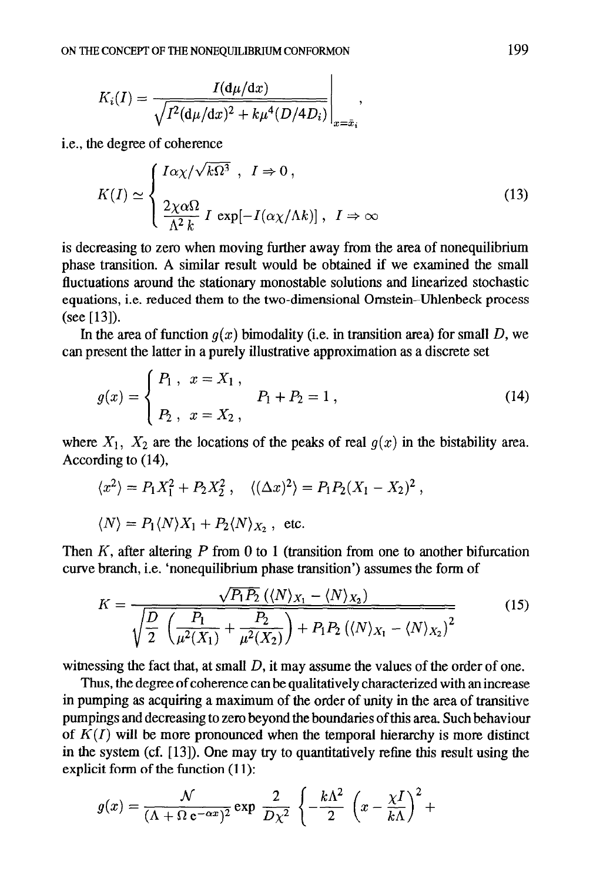$$K_i(I) = \left. \frac{I(\mathrm{d}\mu/\mathrm{d}x)}{\sqrt{I^2(\mathrm{d}\mu/\mathrm{d}x)^2 + k\mu^4(D/4D_i)}} \right|_{x=\bar{x}_i},$$

i.e., the degree of coherence

$$K(I) \simeq \begin{cases} I\alpha\chi/\sqrt{k\Omega^3}\,, & I \Rightarrow 0\,, \\ \dfrac{2\chi\alpha\Omega}{\Lambda^2 k}\, I\, \exp[-I(\alpha\chi/\Lambda k)]\,, & I \Rightarrow \infty \end{cases} \tag{13}$$

is decreasing to zero when moving further away from the area of nonequilibrium phase transition. A similar result would be obtained if we examined the small fluctuations around the stationary monostable solutions and linearized stochastic equations, i.e. reduced them to the two-dimensional Ornstein–Uhlenbeck process (see [13]).

In the area of function $g(x)$ bimodality (i.e. in transition area) for small $D$, we can present the latter in a purely illustrative approximation as a discrete set

$$g(x) = \begin{cases} P_1\,, & x = X_1\,, \\ & \qquad P_1 + P_2 = 1\,, \\ P_2\,, & x = X_2\,, \end{cases} \tag{14}$$

where $X_1$, $X_2$ are the locations of the peaks of real $g(x)$ in the bistability area. According to (14),

$$\langle x^2 \rangle = P_1 X_1^2 + P_2 X_2^2\,, \quad \langle (\Delta x)^2 \rangle = P_1 P_2 (X_1 - X_2)^2\,,$$

$$\langle N \rangle = P_1 \langle N \rangle X_1 + P_2 \langle N \rangle_{X_2}\,, \ \text{ etc.}$$

Then $K$, after altering $P$ from 0 to 1 (transition from one to another bifurcation curve branch, i.e. 'nonequilibrium phase transition') assumes the form of

$$K = \frac{\sqrt{P_1 P_2}\left(\langle N \rangle_{X_1} - \langle N \rangle_{X_2}\right)}{\sqrt{\dfrac{D}{2}\left(\dfrac{P_1}{\mu^2(X_1)} + \dfrac{P_2}{\mu^2(X_2)}\right) + P_1 P_2 \left(\langle N \rangle_{X_1} - \langle N \rangle_{X_2}\right)^2}} \tag{15}$$

witnessing the fact that, at small $D$, it may assume the values of the order of one.

Thus, the degree of coherence can be qualitatively characterized with an increase in pumping as acquiring a maximum of the order of unity in the area of transitive pumpings and decreasing to zero beyond the boundaries of this area. Such behaviour of $K(I)$ will be more pronounced when the temporal hierarchy is more distinct in the system (cf. [13]). One may try to quantitatively refine this result using the explicit form of the function (11):

$$g(x) = \frac{\mathcal{N}}{(\Lambda + \Omega\, \mathrm{e}^{-\alpha x})^2} \exp \frac{2}{D\chi^2} \left\{ -\frac{k\Lambda^2}{2}\left(x - \frac{\chi I}{k\Lambda}\right)^2 + \right.$$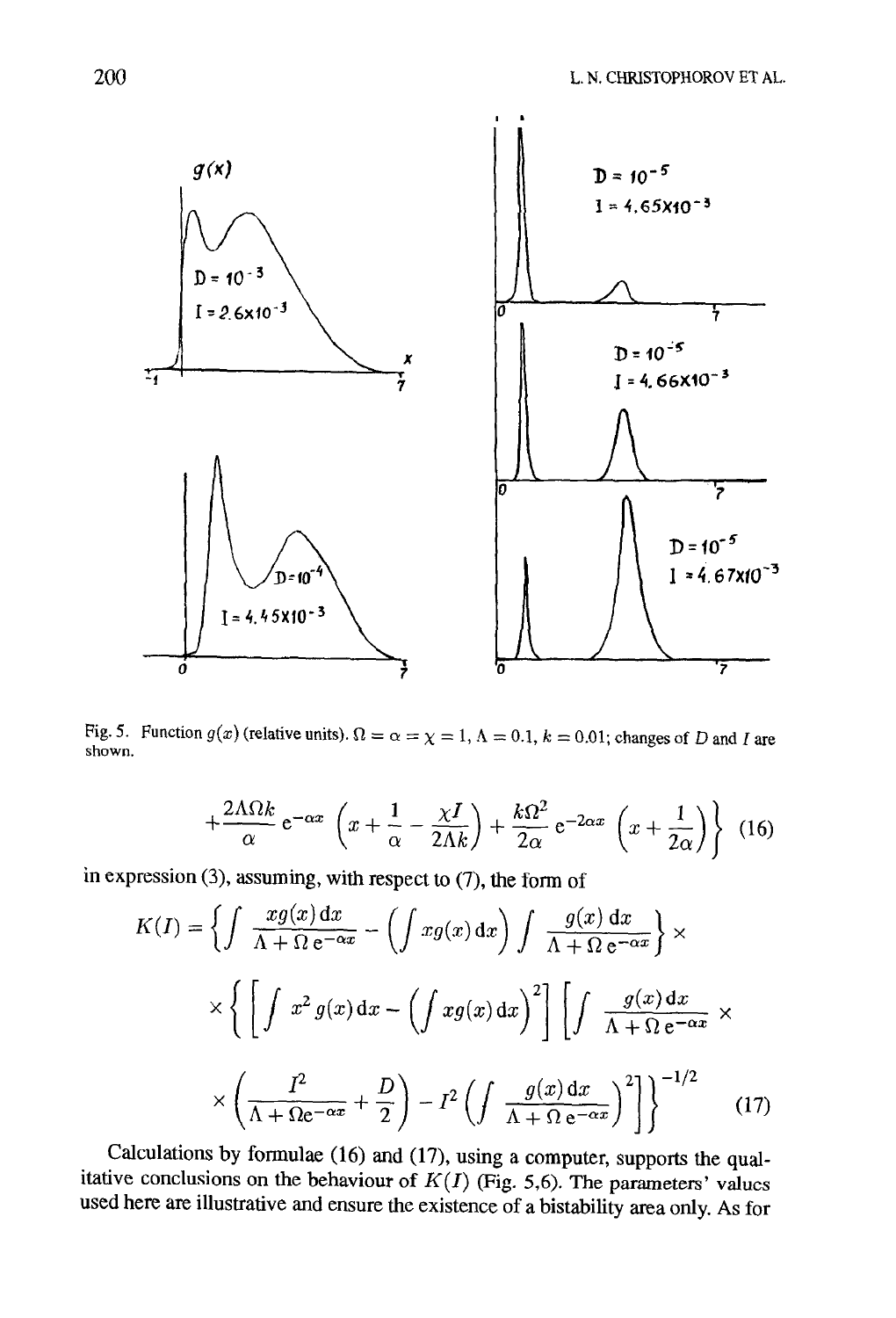Fig. 5. Function $g(x)$ (relative units). $\Omega = \alpha = \chi = 1$, $\Lambda = 0.1$, $k = 0.01$; changes of $D$ and $I$ are shown.

$$+\frac{2\Lambda\Omega k}{\alpha}\,\mathrm{e}^{-\alpha x}\left(x+\frac{1}{\alpha}-\frac{\chi I}{2\Lambda k}\right)+\frac{k\Omega^2}{2\alpha}\,\mathrm{e}^{-2\alpha x}\left(x+\frac{1}{2\alpha}\right)\Bigg\} \tag{16}$$

in expression (3), assuming, with respect to (7), the form of

$$K(I)=\left\{\int\frac{xg(x)\,\mathrm{d}x}{\Lambda+\Omega\,\mathrm{e}^{-\alpha x}}-\left(\int xg(x)\,\mathrm{d}x\right)\int\frac{g(x)\,\mathrm{d}x}{\Lambda+\Omega\,\mathrm{e}^{-\alpha x}}\right\}\times$$

$$\times\left\{\left[\int x^2 g(x)\,\mathrm{d}x-\left(\int xg(x)\,\mathrm{d}x\right)^2\right]\left[\int\frac{g(x)\,\mathrm{d}x}{\Lambda+\Omega\,\mathrm{e}^{-\alpha x}}\times\right.\right.$$

$$\left.\left.\times\left(\frac{I^2}{\Lambda+\Omega\mathrm{e}^{-\alpha x}}+\frac{D}{2}\right)-I^2\left(\int\frac{g(x)\,\mathrm{d}x}{\Lambda+\Omega\,\mathrm{e}^{-\alpha x}}\right)^2\right]\right\}^{-1/2} \tag{17}$$

Calculations by formulae (16) and (17), using a computer, supports the qualitative conclusions on the behaviour of $K(I)$ (Fig. 5,6). The parameters' values used here are illustrative and ensure the existence of a bistability area only. As for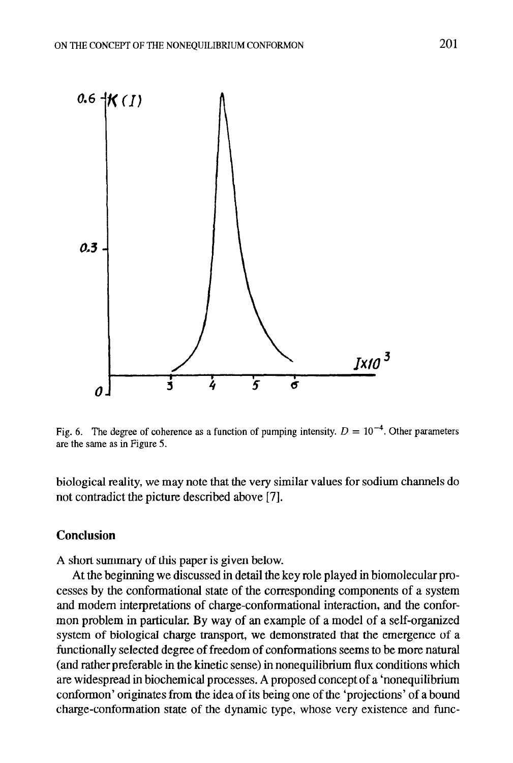Fig. 6. The degree of coherence as a function of pumping intensity. $D = 10^{-4}$. Other parameters are the same as in Figure 5.

biological reality, we may note that the very similar values for sodium channels do not contradict the picture described above [7].

## Conclusion

A short summary of this paper is given below.

At the beginning we discussed in detail the key role played in biomolecular processes by the conformational state of the corresponding components of a system and modern interpretations of charge-conformational interaction, and the conformon problem in particular. By way of an example of a model of a self-organized system of biological charge transport, we demonstrated that the emergence of a functionally selected degree of freedom of conformations seems to be more natural (and rather preferable in the kinetic sense) in nonequilibrium flux conditions which are widespread in biochemical processes. A proposed concept of a 'nonequilibrium conformon' originates from the idea of its being one of the 'projections' of a bound charge-conformation state of the dynamic type, whose very existence and func-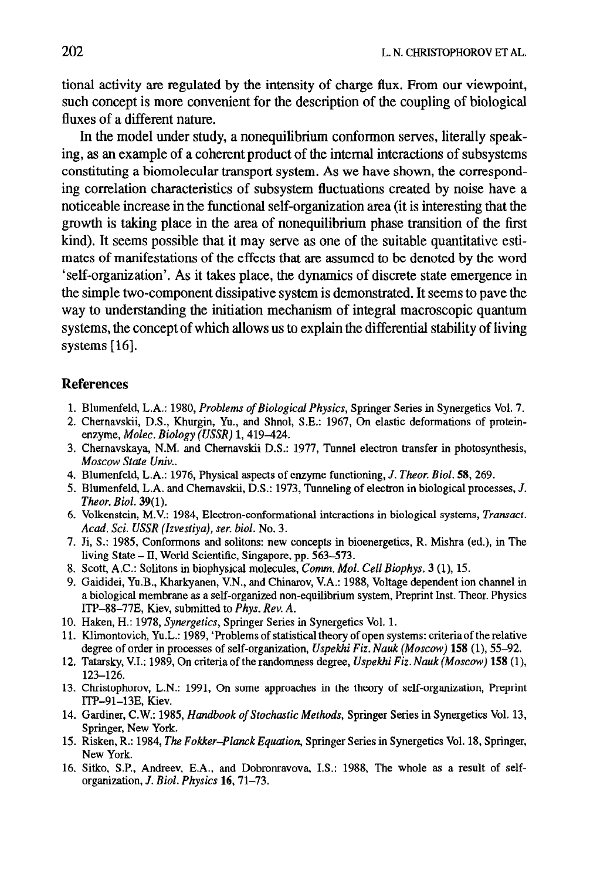tional activity are regulated by the intensity of charge flux. From our viewpoint, such concept is more convenient for the description of the coupling of biological fluxes of a different nature.

In the model under study, a nonequilibrium conformon serves, literally speaking, as an example of a coherent product of the internal interactions of subsystems constituting a biomolecular transport system. As we have shown, the corresponding correlation characteristics of subsystem fluctuations created by noise have a noticeable increase in the functional self-organization area (it is interesting that the growth is taking place in the area of nonequilibrium phase transition of the first kind). It seems possible that it may serve as one of the suitable quantitative estimates of manifestations of the effects that are assumed to be denoted by the word 'self-organization'. As it takes place, the dynamics of discrete state emergence in the simple two-component dissipative system is demonstrated. It seems to pave the way to understanding the initiation mechanism of integral macroscopic quantum systems, the concept of which allows us to explain the differential stability of living systems [16].

## References

1. Blumenfeld, L.A.: 1980, *Problems of Biological Physics*, Springer Series in Synergetics Vol. 7.
2. Chernavskii, D.S., Khurgin, Yu., and Shnol, S.E.: 1967, On elastic deformations of protein-enzyme, *Molec. Biology (USSR)* **1**, 419–424.
3. Chernavskaya, N.M. and Chernavskii D.S.: 1977, Tunnel electron transfer in photosynthesis, *Moscow State Univ.*.
4. Blumenfeld, L.A.: 1976, Physical aspects of enzyme functioning, *J. Theor. Biol.* **58**, 269.
5. Blumenfeld, L.A. and Chernavskii, D.S.: 1973, Tunneling of electron in biological processes, *J. Theor. Biol.* **39**(1).
6. Volkenstein, M.V.: 1984, Electron-conformational interactions in biological systems, *Transact. Acad. Sci. USSR (Izvestiya), ser. biol.* No. 3.
7. Ji, S.: 1985, Conformons and solitons: new concepts in bioenergetics, R. Mishra (ed.), in The living State – II, World Scientific, Singapore, pp. 563–573.
8. Scott, A.C.: Solitons in biophysical molecules, *Comm. Mol. Cell Biophys.* **3** (1), 15.
9. Gaididei, Yu.B., Kharkyanen, V.N., and Chinarov, V.A.: 1988, Voltage dependent ion channel in a biological membrane as a self-organized non-equilibrium system, Preprint Inst. Theor. Physics ITP–88–77E, Kiev, submitted to *Phys. Rev. A*.
10. Haken, H.: 1978, *Synergetics*, Springer Series in Synergetics Vol. 1.
11. Klimontovich, Yu.L.: 1989, 'Problems of statistical theory of open systems: criteria of the relative degree of order in processes of self-organization, *Uspekhi Fiz. Nauk (Moscow)* **158** (1), 55–92.
12. Tatarsky, V.I.: 1989, On criteria of the randomness degree, *Uspekhi Fiz. Nauk (Moscow)* **158** (1), 123–126.
13. Christophorov, L.N.: 1991, On some approaches in the theory of self-organization, Preprint ITP–91–13E, Kiev.
14. Gardiner, C.W.: 1985, *Handbook of Stochastic Methods*, Springer Series in Synergetics Vol. 13, Springer, New York.
15. Risken, R.: 1984, *The Fokker–Planck Equation*, Springer Series in Synergetics Vol. 18, Springer, New York.
16. Sitko, S.P., Andreev, E.A., and Dobronravova, I.S.: 1988, The whole as a result of self-organization, *J. Biol. Physics* **16**, 71–73.